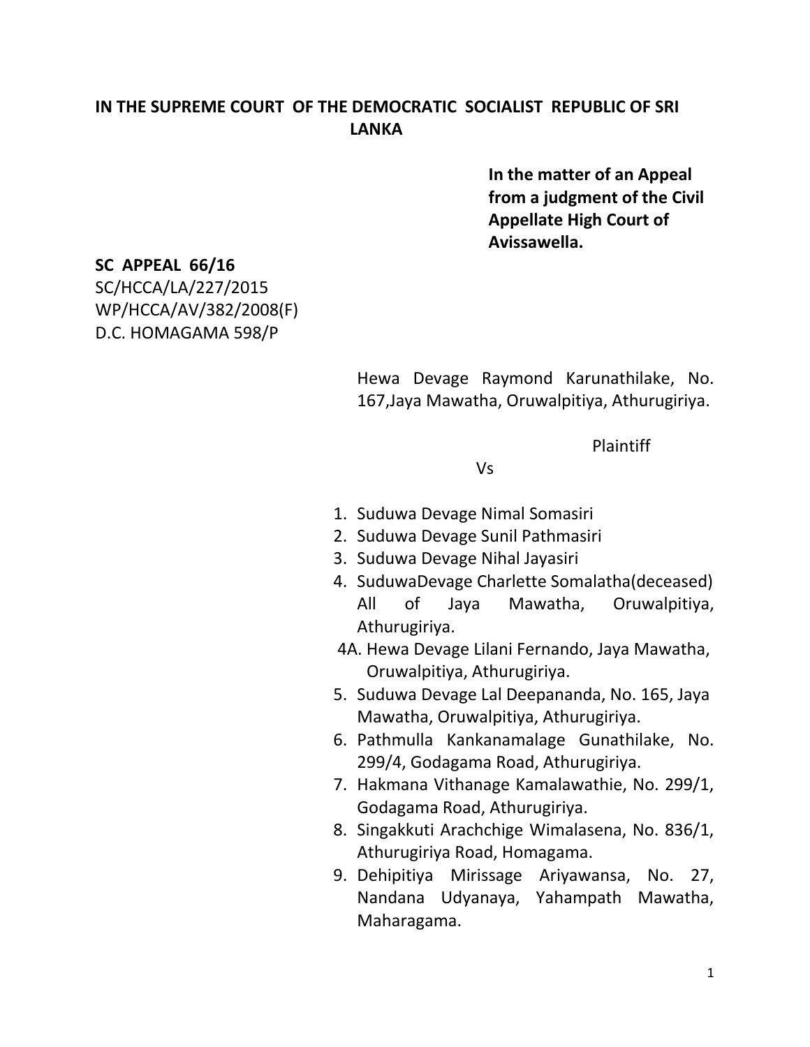**IN THE SUPREME COURT OF THE DEMOCRATIC SOCIALIST REPUBLIC OF SRI LANKA**

**In the matter of an Appeal from a judgment of the Civil Appellate High Court of Avissawella.**

**SC APPEAL 66/16**
SC/HCCA/LA/227/2015
WP/HCCA/AV/382/2008(F)
D.C. HOMAGAMA 598/P

Hewa Devage Raymond Karunathilake, No. 167,Jaya Mawatha, Oruwalpitiya, Athurugiriya.

Plaintiff

Vs

1. Suduwa Devage Nimal Somasiri
2. Suduwa Devage Sunil Pathmasiri
3. Suduwa Devage Nihal Jayasiri
4. SuduwaDevage Charlette Somalatha(deceased) All of Jaya Mawatha, Oruwalpitiya, Athurugiriya.

4A. Hewa Devage Lilani Fernando, Jaya Mawatha, Oruwalpitiya, Athurugiriya.

5. Suduwa Devage Lal Deepananda, No. 165, Jaya Mawatha, Oruwalpitiya, Athurugiriya.
6. Pathmulla Kankanamalage Gunathilake, No. 299/4, Godagama Road, Athurugiriya.
7. Hakmana Vithanage Kamalawathie, No. 299/1, Godagama Road, Athurugiriya.
8. Singakkuti Arachchige Wimalasena, No. 836/1, Athurugiriya Road, Homagama.
9. Dehipitiya Mirissage Ariyawansa, No. 27, Nandana Udyanaya, Yahampath Mawatha, Maharagama.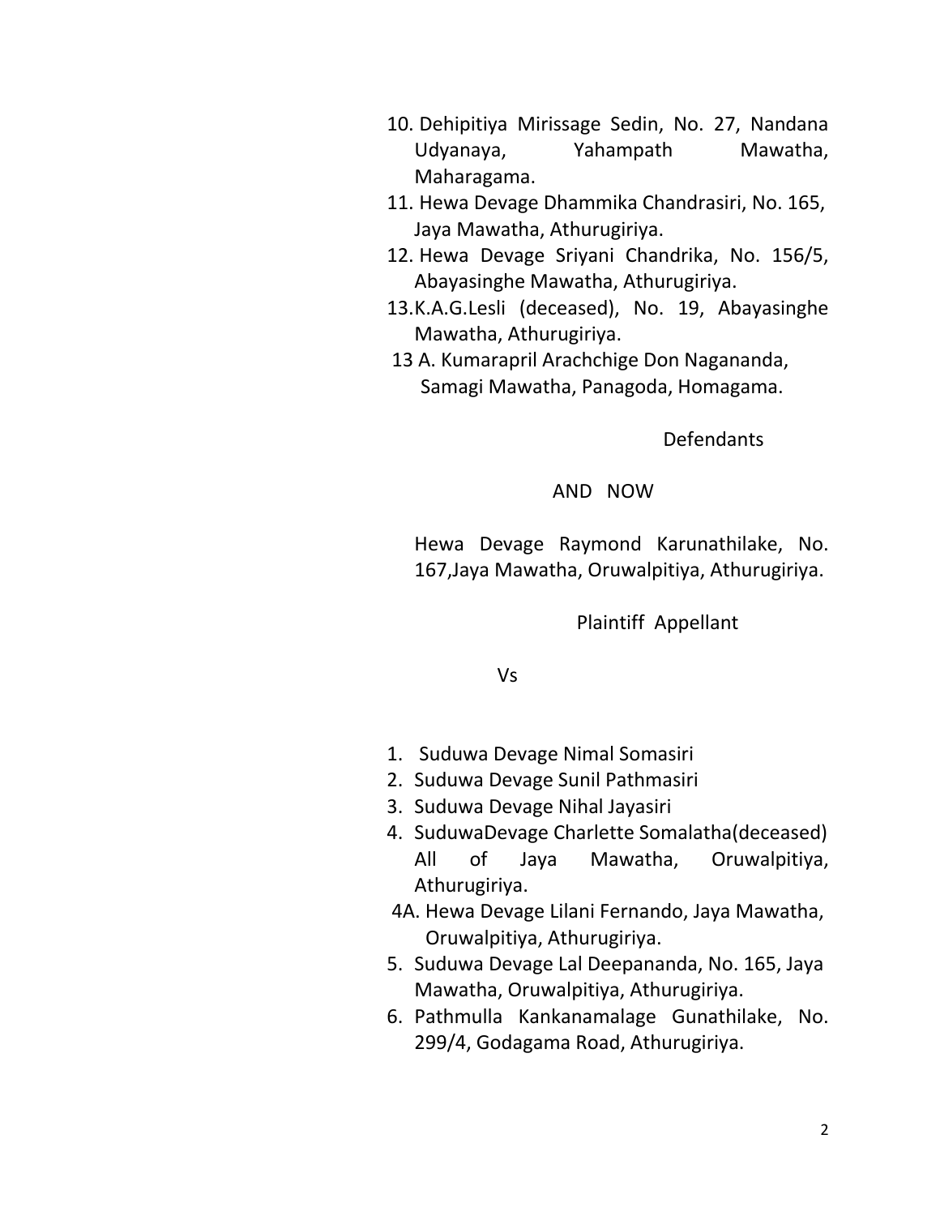10. Dehipitiya Mirissage Sedin, No. 27, Nandana Udyanaya, Yahampath Mawatha, Maharagama.
11. Hewa Devage Dhammika Chandrasiri, No. 165, Jaya Mawatha, Athurugiriya.
12. Hewa Devage Sriyani Chandrika, No. 156/5, Abayasinghe Mawatha, Athurugiriya.
13. K.A.G.Lesli (deceased), No. 19, Abayasinghe Mawatha, Athurugiriya.

13 A. Kumarapril Arachchige Don Nagananda, Samagi Mawatha, Panagoda, Homagama.

Defendants

AND NOW

Hewa Devage Raymond Karunathilake, No. 167,Jaya Mawatha, Oruwalpitiya, Athurugiriya.

Plaintiff Appellant

Vs

1. Suduwa Devage Nimal Somasiri
2. Suduwa Devage Sunil Pathmasiri
3. Suduwa Devage Nihal Jayasiri
4. SuduwaDevage Charlette Somalatha(deceased) All of Jaya Mawatha, Oruwalpitiya, Athurugiriya.

4A. Hewa Devage Lilani Fernando, Jaya Mawatha, Oruwalpitiya, Athurugiriya.

5. Suduwa Devage Lal Deepananda, No. 165, Jaya Mawatha, Oruwalpitiya, Athurugiriya.
6. Pathmulla Kankanamalage Gunathilake, No. 299/4, Godagama Road, Athurugiriya.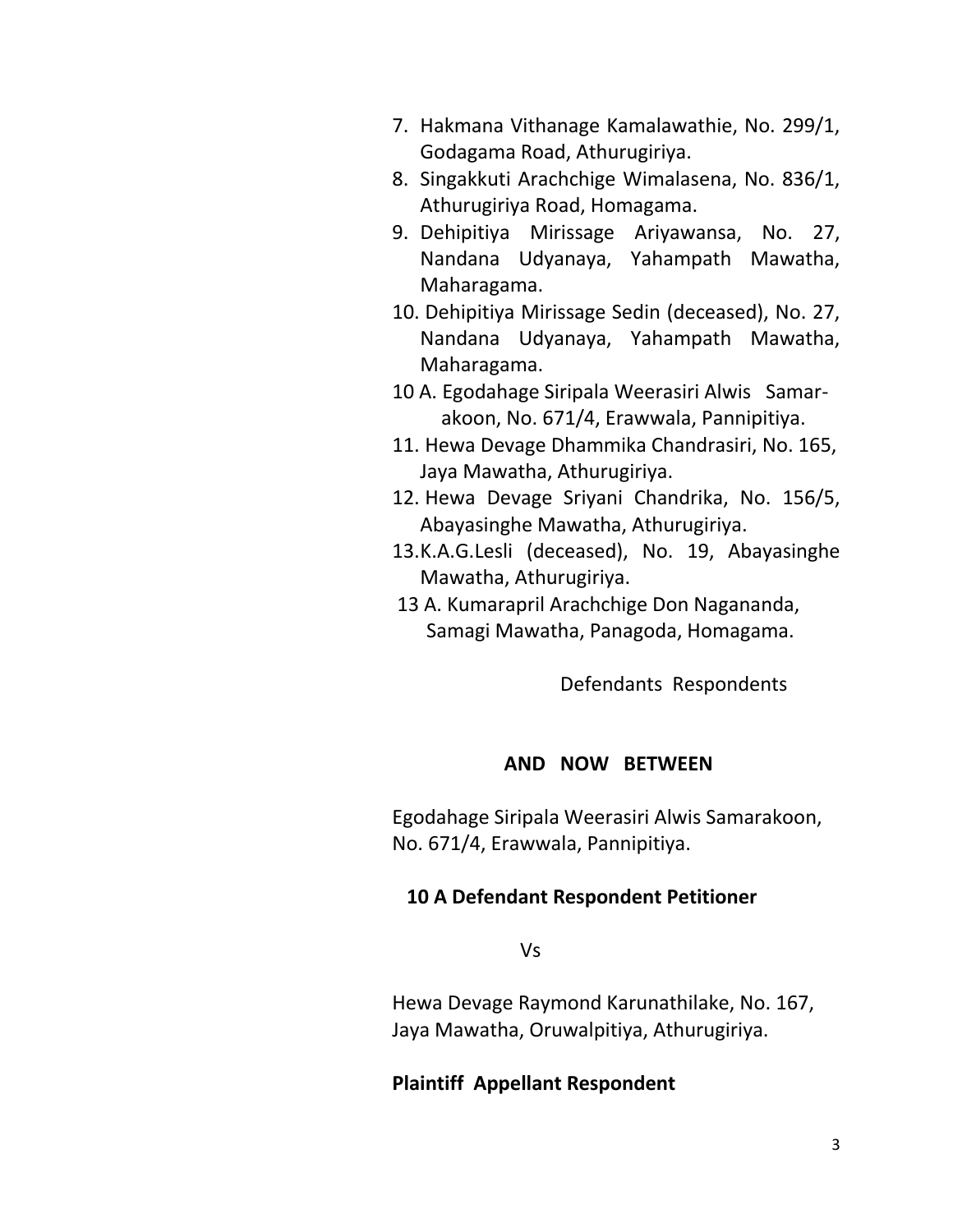7. Hakmana Vithanage Kamalawathie, No. 299/1, Godagama Road, Athurugiriya.
8. Singakkuti Arachchige Wimalasena, No. 836/1, Athurugiriya Road, Homagama.
9. Dehipitiya Mirissage Ariyawansa, No. 27, Nandana Udyanaya, Yahampath Mawatha, Maharagama.
10. Dehipitiya Mirissage Sedin (deceased), No. 27, Nandana Udyanaya, Yahampath Mawatha, Maharagama.

10 A. Egodahage Siripala Weerasiri Alwis Samar-akoon, No. 671/4, Erawwala, Pannipitiya.

11. Hewa Devage Dhammika Chandrasiri, No. 165, Jaya Mawatha, Athurugiriya.
12. Hewa Devage Sriyani Chandrika, No. 156/5, Abayasinghe Mawatha, Athurugiriya.
13. K.A.G.Lesli (deceased), No. 19, Abayasinghe Mawatha, Athurugiriya.

13 A. Kumarapril Arachchige Don Nagananda, Samagi Mawatha, Panagoda, Homagama.

Defendants Respondents

**AND NOW BETWEEN**

Egodahage Siripala Weerasiri Alwis Samarakoon, No. 671/4, Erawwala, Pannipitiya.

**10 A Defendant Respondent Petitioner**

Vs

Hewa Devage Raymond Karunathilake, No. 167, Jaya Mawatha, Oruwalpitiya, Athurugiriya.

**Plaintiff Appellant Respondent**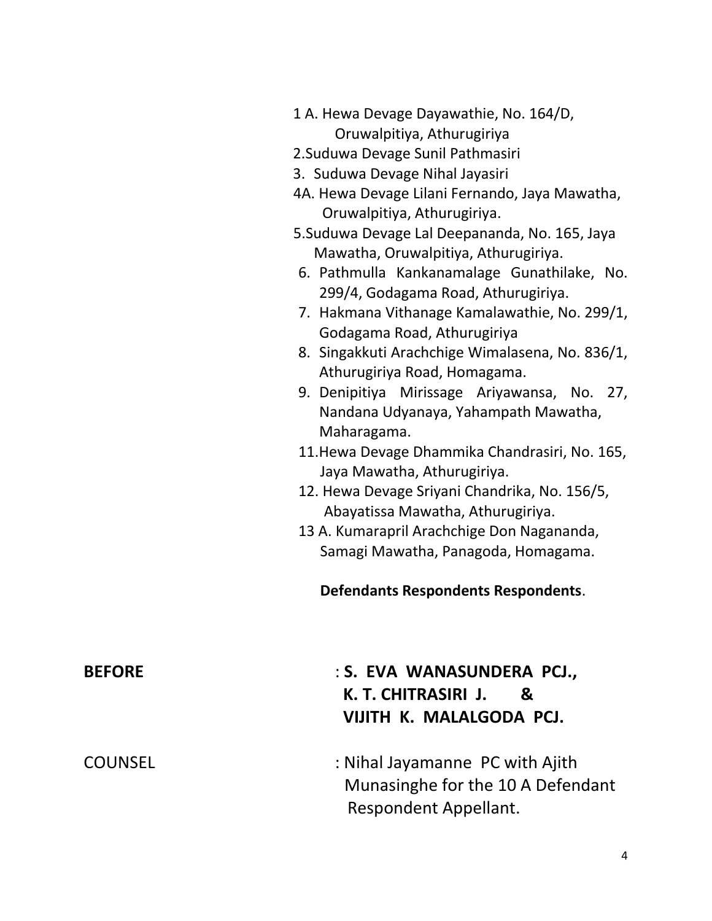1 A. Hewa Devage Dayawathie, No. 164/D, Oruwalpitiya, Athurugiriya

2. Suduwa Devage Sunil Pathmasiri

3. Suduwa Devage Nihal Jayasiri

4A. Hewa Devage Lilani Fernando, Jaya Mawatha, Oruwalpitiya, Athurugiriya.

5. Suduwa Devage Lal Deepananda, No. 165, Jaya Mawatha, Oruwalpitiya, Athurugiriya.

6. Pathmulla Kankanamalage Gunathilake, No. 299/4, Godagama Road, Athurugiriya.

7. Hakmana Vithanage Kamalawathie, No. 299/1, Godagama Road, Athurugiriya

8. Singakkuti Arachchige Wimalasena, No. 836/1, Athurugiriya Road, Homagama.

9. Denipitiya Mirissage Ariyawansa, No. 27, Nandana Udyanaya, Yahampath Mawatha, Maharagama.

11. Hewa Devage Dhammika Chandrasiri, No. 165, Jaya Mawatha, Athurugiriya.

12. Hewa Devage Sriyani Chandrika, No. 156/5, Abayatissa Mawatha, Athurugiriya.

13 A. Kumarapril Arachchige Don Nagananda, Samagi Mawatha, Panagoda, Homagama.

**Defendants Respondents Respondents**.

**BEFORE** : **S. EVA WANASUNDERA PCJ., K. T. CHITRASIRI J. & VIJITH K. MALALGODA PCJ.**

COUNSEL : Nihal Jayamanne PC with Ajith Munasinghe for the 10 A Defendant Respondent Appellant.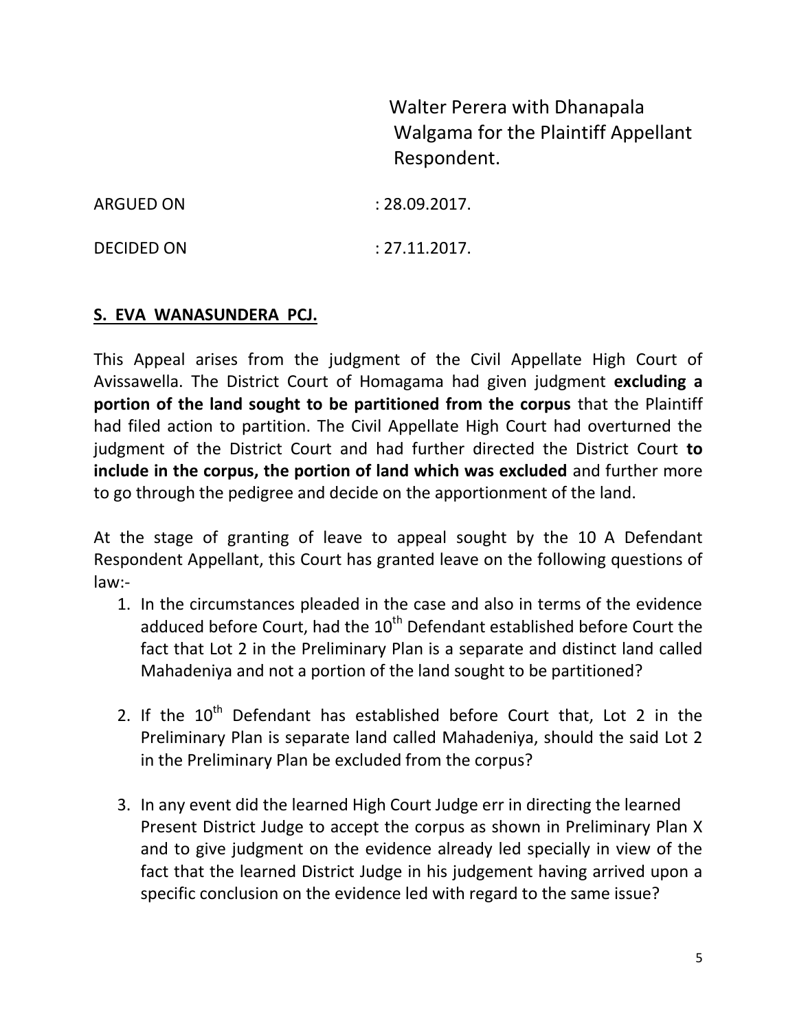Walter Perera with Dhanapala Walgama for the Plaintiff Appellant Respondent.

ARGUED ON : 28.09.2017.

DECIDED ON : 27.11.2017.

**S. EVA WANASUNDERA PCJ.**

This Appeal arises from the judgment of the Civil Appellate High Court of Avissawella. The District Court of Homagama had given judgment **excluding a portion of the land sought to be partitioned from the corpus** that the Plaintiff had filed action to partition. The Civil Appellate High Court had overturned the judgment of the District Court and had further directed the District Court **to include in the corpus, the portion of land which was excluded** and further more to go through the pedigree and decide on the apportionment of the land.

At the stage of granting of leave to appeal sought by the 10 A Defendant Respondent Appellant, this Court has granted leave on the following questions of law:-

1. In the circumstances pleaded in the case and also in terms of the evidence adduced before Court, had the 10th Defendant established before Court the fact that Lot 2 in the Preliminary Plan is a separate and distinct land called Mahadeniya and not a portion of the land sought to be partitioned?

2. If the 10th Defendant has established before Court that, Lot 2 in the Preliminary Plan is separate land called Mahadeniya, should the said Lot 2 in the Preliminary Plan be excluded from the corpus?

3. In any event did the learned High Court Judge err in directing the learned Present District Judge to accept the corpus as shown in Preliminary Plan X and to give judgment on the evidence already led specially in view of the fact that the learned District Judge in his judgement having arrived upon a specific conclusion on the evidence led with regard to the same issue?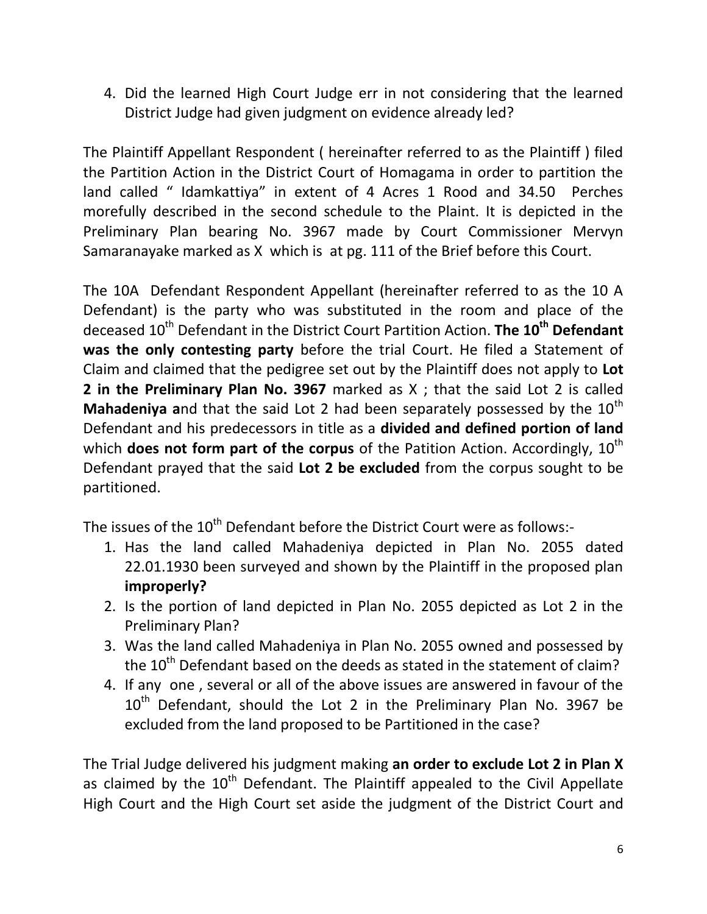4. Did the learned High Court Judge err in not considering that the learned District Judge had given judgment on evidence already led?

The Plaintiff Appellant Respondent ( hereinafter referred to as the Plaintiff ) filed the Partition Action in the District Court of Homagama in order to partition the land called " Idamkattiya" in extent of 4 Acres 1 Rood and 34.50 Perches morefully described in the second schedule to the Plaint. It is depicted in the Preliminary Plan bearing No. 3967 made by Court Commissioner Mervyn Samaranayake marked as X which is at pg. 111 of the Brief before this Court.

The 10A Defendant Respondent Appellant (hereinafter referred to as the 10 A Defendant) is the party who was substituted in the room and place of the deceased 10th Defendant in the District Court Partition Action. **The 10th Defendant was the only contesting party** before the trial Court. He filed a Statement of Claim and claimed that the pedigree set out by the Plaintiff does not apply to **Lot 2 in the Preliminary Plan No. 3967** marked as X ; that the said Lot 2 is called **Mahadeniya a**nd that the said Lot 2 had been separately possessed by the 10th Defendant and his predecessors in title as a **divided and defined portion of land** which **does not form part of the corpus** of the Patition Action. Accordingly, 10th Defendant prayed that the said **Lot 2 be excluded** from the corpus sought to be partitioned.

The issues of the 10th Defendant before the District Court were as follows:-

1. Has the land called Mahadeniya depicted in Plan No. 2055 dated 22.01.1930 been surveyed and shown by the Plaintiff in the proposed plan **improperly?**
2. Is the portion of land depicted in Plan No. 2055 depicted as Lot 2 in the Preliminary Plan?
3. Was the land called Mahadeniya in Plan No. 2055 owned and possessed by the 10th Defendant based on the deeds as stated in the statement of claim?
4. If any one , several or all of the above issues are answered in favour of the 10th Defendant, should the Lot 2 in the Preliminary Plan No. 3967 be excluded from the land proposed to be Partitioned in the case?

The Trial Judge delivered his judgment making **an order to exclude Lot 2 in Plan X** as claimed by the 10th Defendant. The Plaintiff appealed to the Civil Appellate High Court and the High Court set aside the judgment of the District Court and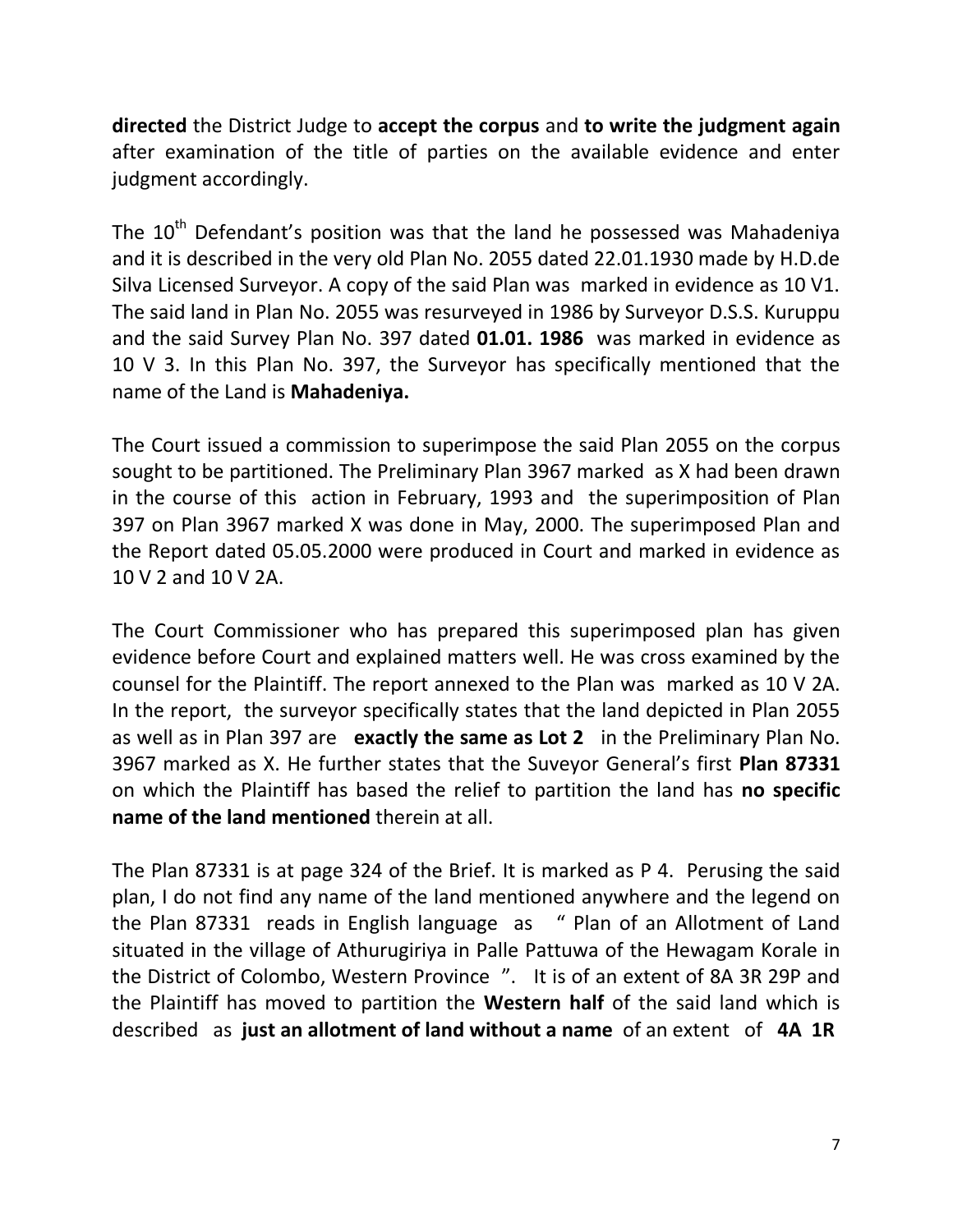**directed** the District Judge to **accept the corpus** and **to write the judgment again** after examination of the title of parties on the available evidence and enter judgment accordingly.

The 10th Defendant's position was that the land he possessed was Mahadeniya and it is described in the very old Plan No. 2055 dated 22.01.1930 made by H.D.de Silva Licensed Surveyor. A copy of the said Plan was marked in evidence as 10 V1. The said land in Plan No. 2055 was resurveyed in 1986 by Surveyor D.S.S. Kuruppu and the said Survey Plan No. 397 dated **01.01. 1986** was marked in evidence as 10 V 3. In this Plan No. 397, the Surveyor has specifically mentioned that the name of the Land is **Mahadeniya.**

The Court issued a commission to superimpose the said Plan 2055 on the corpus sought to be partitioned. The Preliminary Plan 3967 marked as X had been drawn in the course of this action in February, 1993 and the superimposition of Plan 397 on Plan 3967 marked X was done in May, 2000. The superimposed Plan and the Report dated 05.05.2000 were produced in Court and marked in evidence as 10 V 2 and 10 V 2A.

The Court Commissioner who has prepared this superimposed plan has given evidence before Court and explained matters well. He was cross examined by the counsel for the Plaintiff. The report annexed to the Plan was marked as 10 V 2A. In the report, the surveyor specifically states that the land depicted in Plan 2055 as well as in Plan 397 are **exactly the same as Lot 2** in the Preliminary Plan No. 3967 marked as X. He further states that the Suveyor General's first **Plan 87331** on which the Plaintiff has based the relief to partition the land has **no specific name of the land mentioned** therein at all.

The Plan 87331 is at page 324 of the Brief. It is marked as P 4. Perusing the said plan, I do not find any name of the land mentioned anywhere and the legend on the Plan 87331 reads in English language as " Plan of an Allotment of Land situated in the village of Athurugiriya in Palle Pattuwa of the Hewagam Korale in the District of Colombo, Western Province ". It is of an extent of 8A 3R 29P and the Plaintiff has moved to partition the **Western half** of the said land which is described as **just an allotment of land without a name** of an extent of **4A 1R**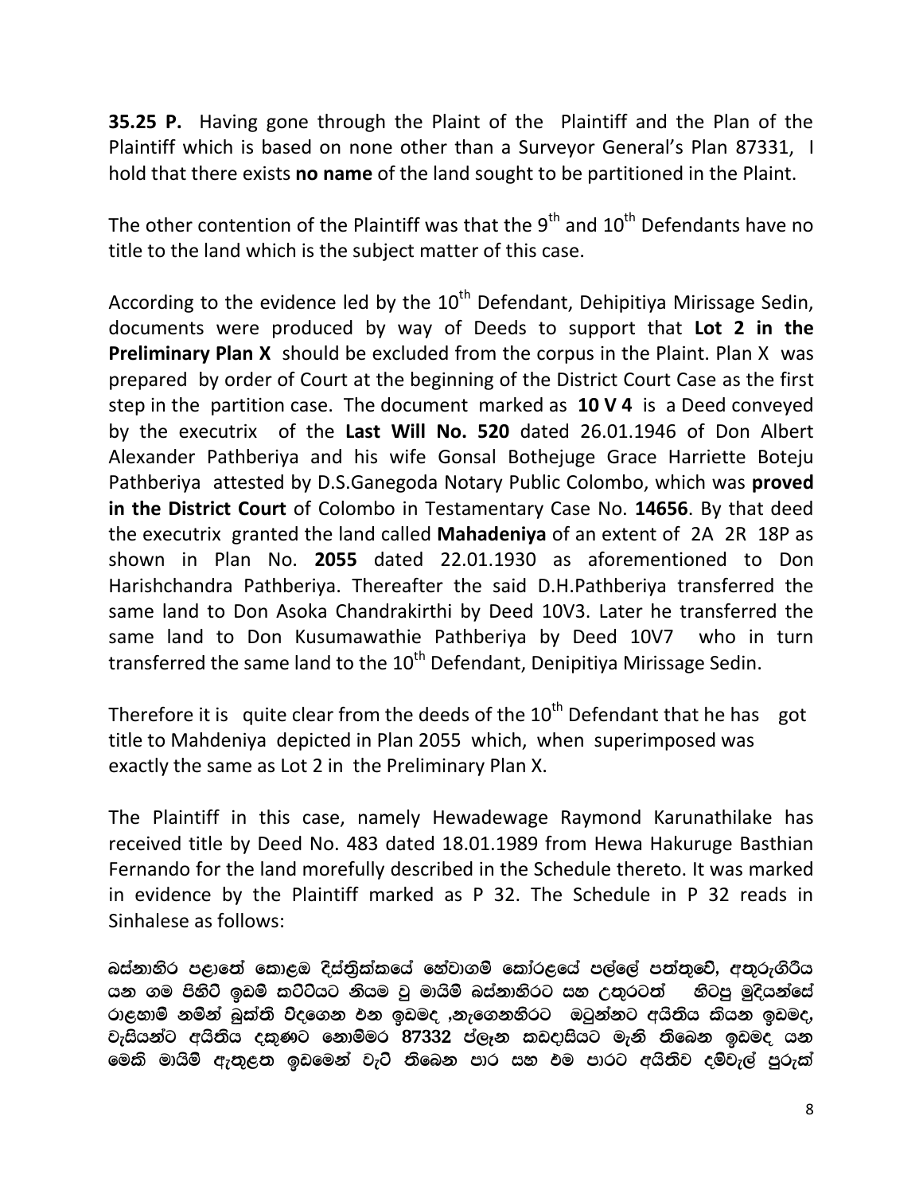**35.25 P.** Having gone through the Plaint of the Plaintiff and the Plan of the Plaintiff which is based on none other than a Surveyor General's Plan 87331, I hold that there exists **no name** of the land sought to be partitioned in the Plaint.

The other contention of the Plaintiff was that the 9th and 10th Defendants have no title to the land which is the subject matter of this case.

According to the evidence led by the 10th Defendant, Dehipitiya Mirissage Sedin, documents were produced by way of Deeds to support that **Lot 2 in the Preliminary Plan X** should be excluded from the corpus in the Plaint. Plan X was prepared by order of Court at the beginning of the District Court Case as the first step in the partition case. The document marked as **10 V 4** is a Deed conveyed by the executrix of the **Last Will No. 520** dated 26.01.1946 of Don Albert Alexander Pathberiya and his wife Gonsal Bothejuge Grace Harriette Boteju Pathberiya attested by D.S.Ganegoda Notary Public Colombo, which was **proved in the District Court** of Colombo in Testamentary Case No. **14656**. By that deed the executrix granted the land called **Mahadeniya** of an extent of 2A 2R 18P as shown in Plan No. **2055** dated 22.01.1930 as aforementioned to Don Harishchandra Pathberiya. Thereafter the said D.H.Pathberiya transferred the same land to Don Asoka Chandrakirthi by Deed 10V3. Later he transferred the same land to Don Kusumawathie Pathberiya by Deed 10V7 who in turn transferred the same land to the 10th Defendant, Denipitiya Mirissage Sedin.

Therefore it is quite clear from the deeds of the 10th Defendant that he has got title to Mahdeniya depicted in Plan 2055 which, when superimposed was exactly the same as Lot 2 in the Preliminary Plan X.

The Plaintiff in this case, namely Hewadewage Raymond Karunathilake has received title by Deed No. 483 dated 18.01.1989 from Hewa Hakuruge Basthian Fernando for the land morefully described in the Schedule thereto. It was marked in evidence by the Plaintiff marked as P 32. The Schedule in P 32 reads in Sinhalese as follows:

**බස්නාහිර පළාතේ කොළඹ දිස්ත්‍රික්කයේ හේවාගම් කෝරළයේ පල්ලේ පත්තුවේ, අතුරුගිරිය යන ගම පිහිටි ඉඩම් කට්ටියට නියම වූ මායිම් බස්නාහිරට සහ උතුරටත් හිටපු මුදියන්සේ රාළහාමි නමින් බුක්ති විඳගෙන එන ඉඩමද ,නැගෙනහිරට ඔටුන්නට අයිතිය කියන ඉඩමද, වැසියන්ට අයිතිය දකුණට නොම්මර 87332 ප්ලෑන කඩදාසියට මැනි තිබෙන ඉඩමද යන මෙකී මායිම් ඇතුළත ඉඩමෙන් වැටි තිබෙන පාර සහ එම පාරට අයිතිව දම්වැල් පුරුක්**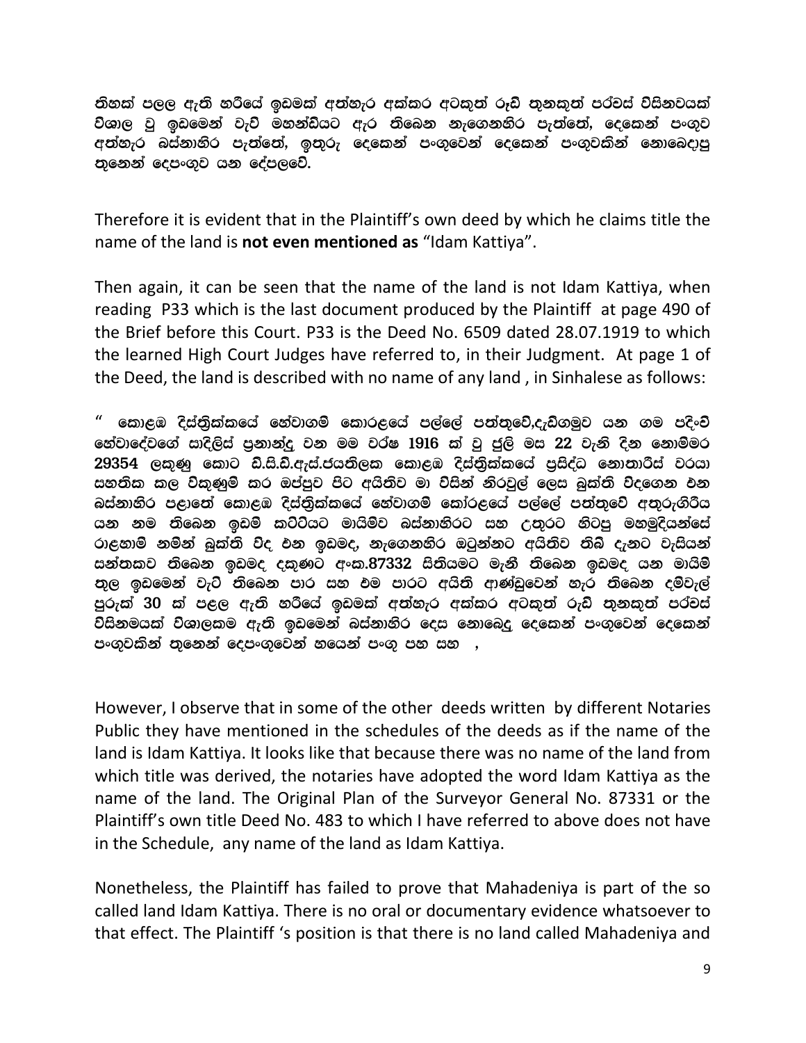**තිහක් පලල ඇති හරියේ ඉඩමක් අත්හැර අක්කර අටකුත් රූඩ් තුනකුත් පර්චස් විසිනවයක් විශාල වූ ඉඩමෙන් වැව් මහන්ඩියට ඇර තිබෙන නැගෙනහිර පැත්තේ, දෙකෙන් පංගුව අත්හැර බස්නාහිර පැත්තේ, ඉතුරු දෙකෙන් පංගුවෙන් දෙකෙන් පංගුවකින් නොබෙදාපු තුනෙන් දෙපංගුව යන දේපලවේ.**

Therefore it is evident that in the Plaintiff's own deed by which he claims title the name of the land is **not even mentioned as** "Idam Kattiya".

Then again, it can be seen that the name of the land is not Idam Kattiya, when reading P33 which is the last document produced by the Plaintiff at page 490 of the Brief before this Court. P33 is the Deed No. 6509 dated 28.07.1919 to which the learned High Court Judges have referred to, in their Judgment. At page 1 of the Deed, the land is described with no name of any land , in Sinhalese as follows:

**" කොළඹ දිස්ත්‍රික්කයේ හේවාගම් කොරළයේ පල්ලේ පත්තුවේ,දැඩිගමුව යන ගම පදිංචි හේවාදේවගේ සාදිලිස් ප්‍රනාන්දු වන මම වර්ෂ 1916 ක් වූ ජූලි මස 22 වැනි දින නොම්මර 29354 ලකුණු කොට ඩී.සී.ඩී.ඇස්.ජයතිලක කොළඹ දිස්ත්‍රික්කයේ ප්‍රසිද්ධ නොතාරිස් වරයා සහතික කල විකුණුම් කර ඔප්පුව පිට අයිතිව මා විසින් නිරවුල් ලෙස බුක්ති විදගෙන එන බස්නාහිර පළාතේ කොළඹ දිස්ත්‍රික්කයේ හේවාගම් කෝරළයේ පල්ලේ පත්තුවේ අතුරුගිරිය යන නම තිබෙන ඉඩම් කට්ටියට මායිම්ව බස්නාහිරට සහ උතුරට හිටපු මහමුදියන්සේ රාළහාමි නමින් බුක්ති විද එන ඉඩමද, නැගෙනහිර ඔටුන්නට අයිතිව තිබී දැනට වැසියන් සන්තකව තිබෙන ඉඩමද දකුණට අංක.87332 සිතියමට මැනී තිබෙන ඉඩමද යන මායිම් තුල ඉඩමෙන් වැටී තිබෙන පාර සහ එම පාරට අයිති ආණ්ඩුවෙන් හැර තිබෙන දම්වැල් පුරුක් 30 ක් පළල ඇති හරියේ ඉඩමක් අත්හැර අක්කර අටකුත් රූඩ් තුනකුත් පර්චස් විසිනමයක් විශාලකම ඇති ඉඩමෙන් බස්නාහිර දෙස නොබෙදු දෙකෙන් පංගුවෙන් දෙකෙන් පංගුවකින් තුනෙන් දෙපංගුවෙන් හයෙන් පංගු පහ සහ ,**

However, I observe that in some of the other deeds written by different Notaries Public they have mentioned in the schedules of the deeds as if the name of the land is Idam Kattiya. It looks like that because there was no name of the land from which title was derived, the notaries have adopted the word Idam Kattiya as the name of the land. The Original Plan of the Surveyor General No. 87331 or the Plaintiff's own title Deed No. 483 to which I have referred to above does not have in the Schedule, any name of the land as Idam Kattiya.

Nonetheless, the Plaintiff has failed to prove that Mahadeniya is part of the so called land Idam Kattiya. There is no oral or documentary evidence whatsoever to that effect. The Plaintiff 's position is that there is no land called Mahadeniya and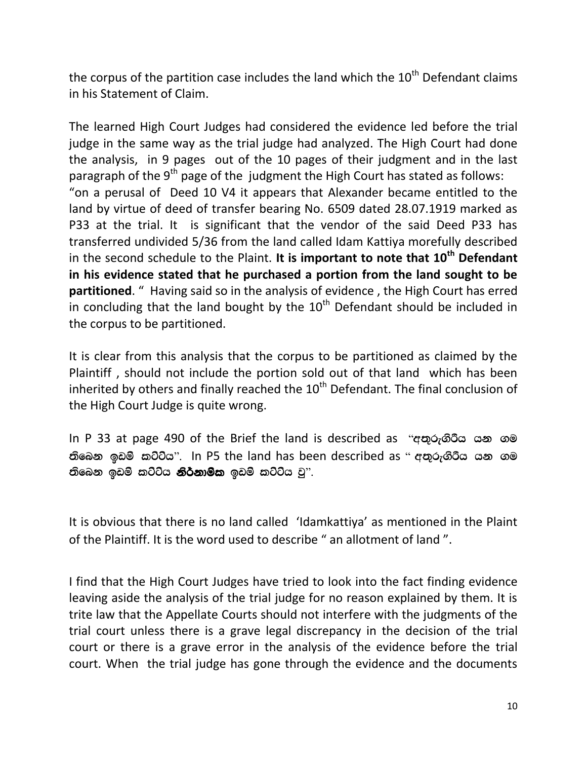the corpus of the partition case includes the land which the 10th Defendant claims in his Statement of Claim.

The learned High Court Judges had considered the evidence led before the trial judge in the same way as the trial judge had analyzed. The High Court had done the analysis, in 9 pages out of the 10 pages of their judgment and in the last paragraph of the 9th page of the judgment the High Court has stated as follows:
"on a perusal of Deed 10 V4 it appears that Alexander became entitled to the land by virtue of deed of transfer bearing No. 6509 dated 28.07.1919 marked as P33 at the trial. It is significant that the vendor of the said Deed P33 has transferred undivided 5/36 from the land called Idam Kattiya morefully described in the second schedule to the Plaint. **It is important to note that 10th Defendant in his evidence stated that he purchased a portion from the land sought to be partitioned**. " Having said so in the analysis of evidence , the High Court has erred in concluding that the land bought by the 10th Defendant should be included in the corpus to be partitioned.

It is clear from this analysis that the corpus to be partitioned as claimed by the Plaintiff , should not include the portion sold out of that land which has been inherited by others and finally reached the 10th Defendant. The final conclusion of the High Court Judge is quite wrong.

In P 33 at page 490 of the Brief the land is described as "අතුරුගිරිය යන ගම තිබෙන ඉඩම් කට්ටිය". In P5 the land has been described as " අතුරුගිරිය යන ගම තිබෙන ඉඩම් කට්ටිය **නිර්නාමික** ඉඩම් කට්ටිය වූ".

It is obvious that there is no land called 'Idamkattiya' as mentioned in the Plaint of the Plaintiff. It is the word used to describe " an allotment of land ".

I find that the High Court Judges have tried to look into the fact finding evidence leaving aside the analysis of the trial judge for no reason explained by them. It is trite law that the Appellate Courts should not interfere with the judgments of the trial court unless there is a grave legal discrepancy in the decision of the trial court or there is a grave error in the analysis of the evidence before the trial court. When the trial judge has gone through the evidence and the documents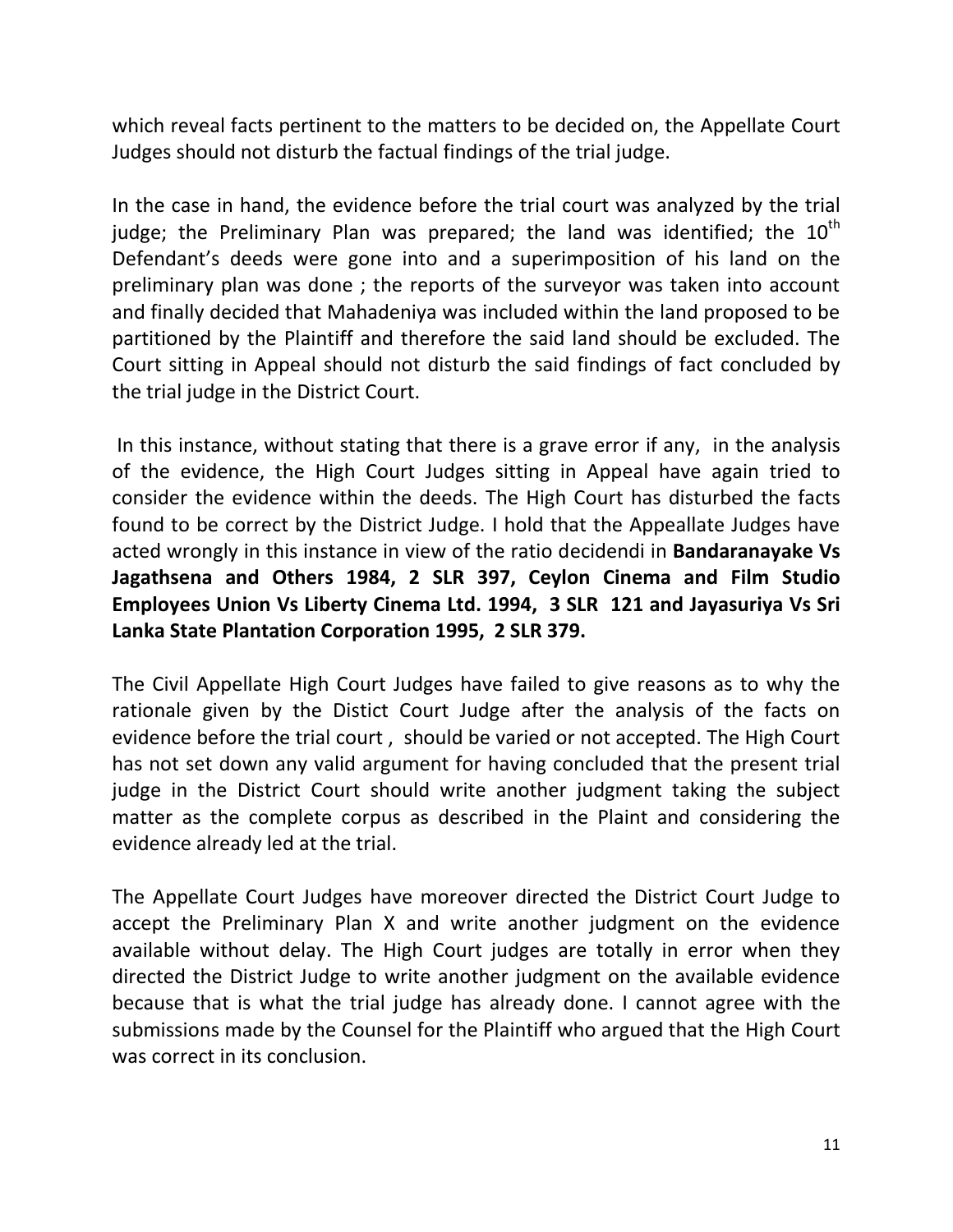which reveal facts pertinent to the matters to be decided on, the Appellate Court Judges should not disturb the factual findings of the trial judge.

In the case in hand, the evidence before the trial court was analyzed by the trial judge; the Preliminary Plan was prepared; the land was identified; the 10th Defendant's deeds were gone into and a superimposition of his land on the preliminary plan was done ; the reports of the surveyor was taken into account and finally decided that Mahadeniya was included within the land proposed to be partitioned by the Plaintiff and therefore the said land should be excluded. The Court sitting in Appeal should not disturb the said findings of fact concluded by the trial judge in the District Court.

In this instance, without stating that there is a grave error if any, in the analysis of the evidence, the High Court Judges sitting in Appeal have again tried to consider the evidence within the deeds. The High Court has disturbed the facts found to be correct by the District Judge. I hold that the Appeallate Judges have acted wrongly in this instance in view of the ratio decidendi in **Bandaranayake Vs Jagathsena and Others 1984, 2 SLR 397, Ceylon Cinema and Film Studio Employees Union Vs Liberty Cinema Ltd. 1994, 3 SLR 121 and Jayasuriya Vs Sri Lanka State Plantation Corporation 1995, 2 SLR 379.**

The Civil Appellate High Court Judges have failed to give reasons as to why the rationale given by the Distict Court Judge after the analysis of the facts on evidence before the trial court , should be varied or not accepted. The High Court has not set down any valid argument for having concluded that the present trial judge in the District Court should write another judgment taking the subject matter as the complete corpus as described in the Plaint and considering the evidence already led at the trial.

The Appellate Court Judges have moreover directed the District Court Judge to accept the Preliminary Plan X and write another judgment on the evidence available without delay. The High Court judges are totally in error when they directed the District Judge to write another judgment on the available evidence because that is what the trial judge has already done. I cannot agree with the submissions made by the Counsel for the Plaintiff who argued that the High Court was correct in its conclusion.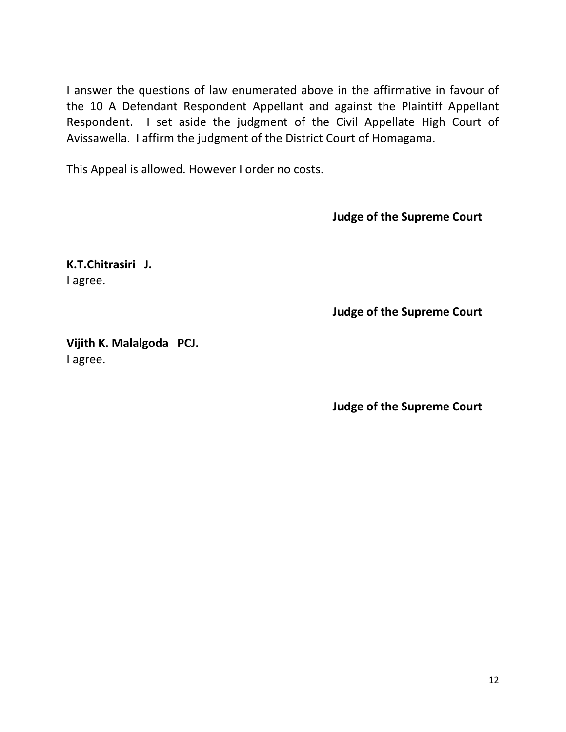I answer the questions of law enumerated above in the affirmative in favour of the 10 A Defendant Respondent Appellant and against the Plaintiff Appellant Respondent. I set aside the judgment of the Civil Appellate High Court of Avissawella. I affirm the judgment of the District Court of Homagama.

This Appeal is allowed. However I order no costs.

**Judge of the Supreme Court**

**K.T.Chitrasiri J.**
I agree.

**Judge of the Supreme Court**

**Vijith K. Malalgoda PCJ.**
I agree.

**Judge of the Supreme Court**